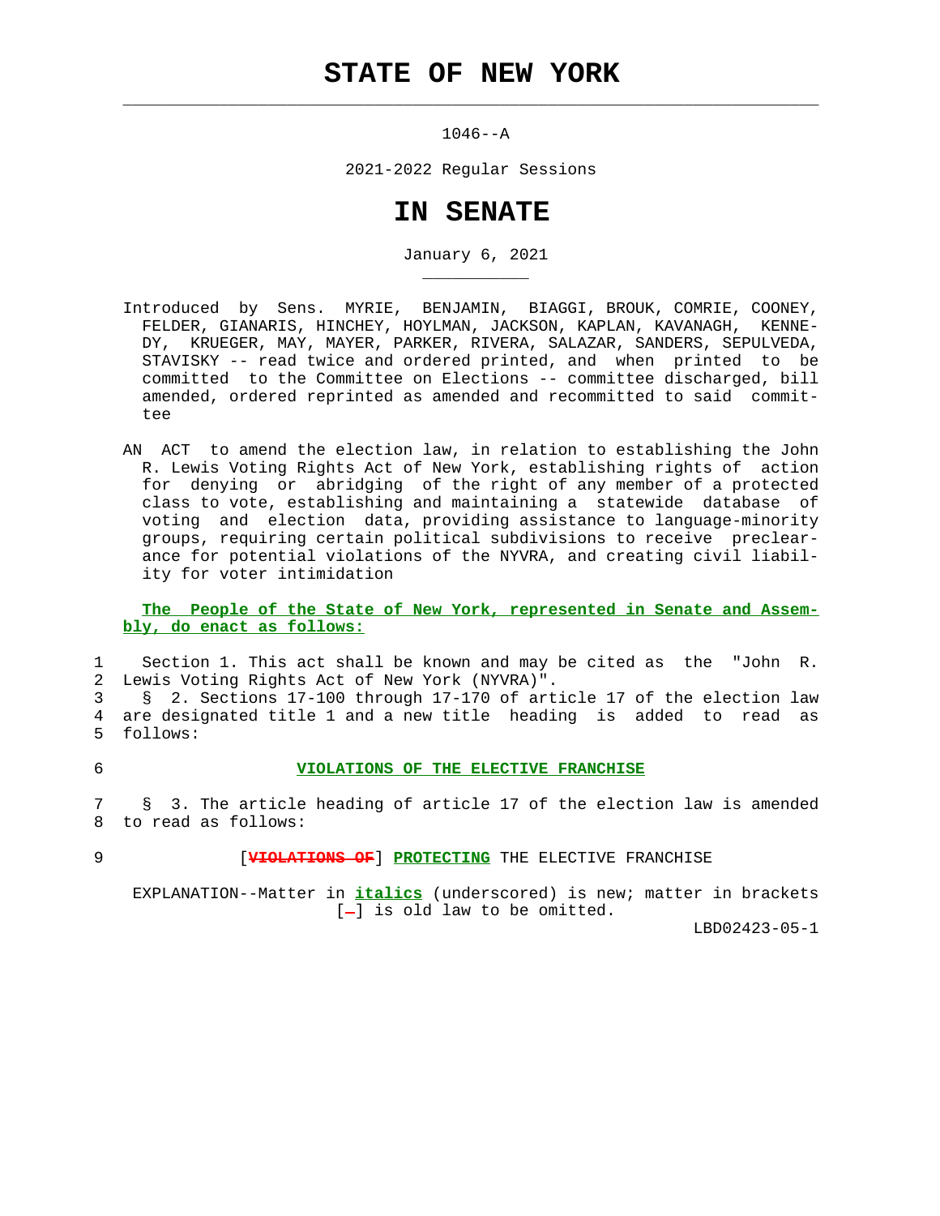# STATE OF NEW YORK

1046--A

2021-2022 Regular Sessions

# IN SENATE

January 6, 2021

Introduced by Sens. MYRIE, BENJAMIN, BIAGGI, BROUK, COMRIE, COONEY, FELDER, GIANARIS, HINCHEY, HOYLMAN, JACKSON, KAPLAN, KAVANAGH, KENNEDY, KRUEGER, MAY, MAYER, PARKER, RIVERA, SALAZAR, SANDERS, SEPULVEDA, STAVISKY -- read twice and ordered printed, and when printed to be committed to the Committee on Elections -- committee discharged, bill amended, ordered reprinted as amended and recommitted to said committee

AN ACT to amend the election law, in relation to establishing the John R. Lewis Voting Rights Act of New York, establishing rights of action for denying or abridging of the right of any member of a protected class to vote, establishing and maintaining a statewide database of voting and election data, providing assistance to language-minority groups, requiring certain political subdivisions to receive preclearance for potential violations of the NYVRA, and creating civil liability for voter intimidation

**The People of the State of New York, represented in Senate and Assembly, do enact as follows:**

1 Section 1. This act shall be known and may be cited as the "John R.
2 Lewis Voting Rights Act of New York (NYVRA)".
3 § 2. Sections 17-100 through 17-170 of article 17 of the election law
4 are designated title 1 and a new title heading is added to read as
5 follows:

6 **VIOLATIONS OF THE ELECTIVE FRANCHISE**

7 § 3. The article heading of article 17 of the election law is amended
8 to read as follows:

9 [~~VIOLATIONS OF~~] **PROTECTING** THE ELECTIVE FRANCHISE

EXPLANATION--Matter in ***italics*** (underscored) is new; matter in brackets [~~-~~] is old law to be omitted.

LBD02423-05-1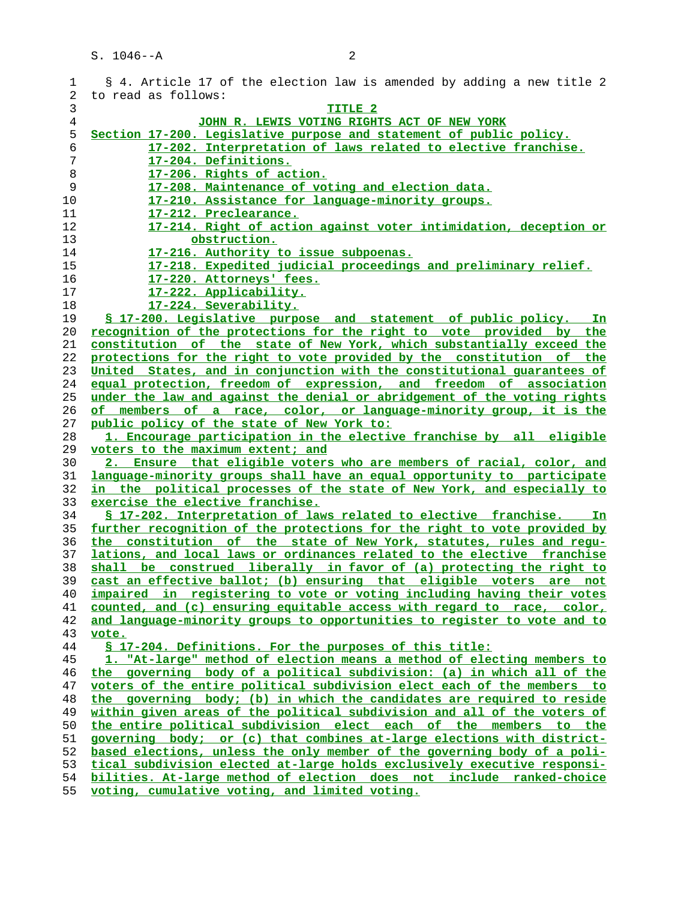§ 4. Article 17 of the election law is amended by adding a new title 2 to read as follows:

## TITLE 2

## JOHN R. LEWIS VOTING RIGHTS ACT OF NEW YORK

Section 17-200. Legislative purpose and statement of public policy.
17-202. Interpretation of laws related to elective franchise.
17-204. Definitions.
17-206. Rights of action.
17-208. Maintenance of voting and election data.
17-210. Assistance for language-minority groups.
17-212. Preclearance.
17-214. Right of action against voter intimidation, deception or obstruction.
17-216. Authority to issue subpoenas.
17-218. Expedited judicial proceedings and preliminary relief.
17-220. Attorneys' fees.
17-222. Applicability.
17-224. Severability.

§ 17-200. Legislative purpose and statement of public policy. In recognition of the protections for the right to vote provided by the constitution of the state of New York, which substantially exceed the protections for the right to vote provided by the constitution of the United States, and in conjunction with the constitutional guarantees of equal protection, freedom of expression, and freedom of association under the law and against the denial or abridgement of the voting rights of members of a race, color, or language-minority group, it is the public policy of the state of New York to:

1. Encourage participation in the elective franchise by all eligible voters to the maximum extent; and

2. Ensure that eligible voters who are members of racial, color, and language-minority groups shall have an equal opportunity to participate in the political processes of the state of New York, and especially to exercise the elective franchise.

§ 17-202. Interpretation of laws related to elective franchise. In further recognition of the protections for the right to vote provided by the constitution of the state of New York, statutes, rules and regulations, and local laws or ordinances related to the elective franchise shall be construed liberally in favor of (a) protecting the right to cast an effective ballot; (b) ensuring that eligible voters are not impaired in registering to vote or voting including having their votes counted, and (c) ensuring equitable access with regard to race, color, and language-minority groups to opportunities to register to vote and to vote.

§ 17-204. Definitions. For the purposes of this title:

1. "At-large" method of election means a method of electing members to the governing body of a political subdivision: (a) in which all of the voters of the entire political subdivision elect each of the members to the governing body; (b) in which the candidates are required to reside within given areas of the political subdivision and all of the voters of the entire political subdivision elect each of the members to the governing body; or (c) that combines at-large elections with district-based elections, unless the only member of the governing body of a political subdivision elected at-large holds exclusively executive responsibilities. At-large method of election does not include ranked-choice voting, cumulative voting, and limited voting.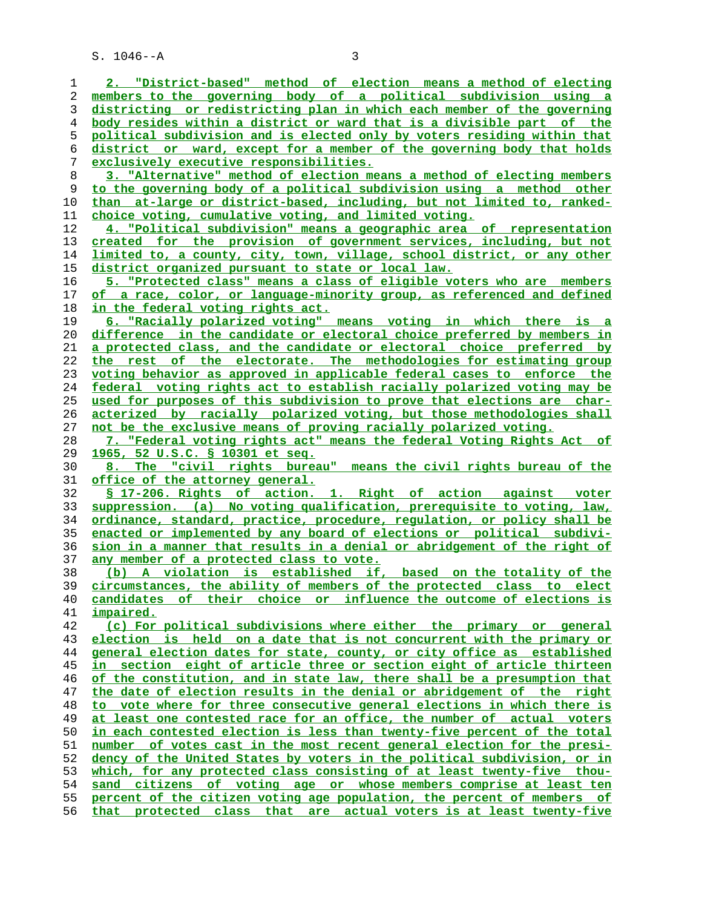2. "District-based" method of election means a method of electing members to the governing body of a political subdivision using a districting or redistricting plan in which each member of the governing body resides within a district or ward that is a divisible part of the political subdivision and is elected only by voters residing within that district or ward, except for a member of the governing body that holds exclusively executive responsibilities.

3. "Alternative" method of election means a method of electing members to the governing body of a political subdivision using a method other than at-large or district-based, including, but not limited to, ranked-choice voting, cumulative voting, and limited voting.

4. "Political subdivision" means a geographic area of representation created for the provision of government services, including, but not limited to, a county, city, town, village, school district, or any other district organized pursuant to state or local law.

5. "Protected class" means a class of eligible voters who are members of a race, color, or language-minority group, as referenced and defined in the federal voting rights act.

6. "Racially polarized voting" means voting in which there is a difference in the candidate or electoral choice preferred by members in a protected class, and the candidate or electoral choice preferred by the rest of the electorate. The methodologies for estimating group voting behavior as approved in applicable federal cases to enforce the federal voting rights act to establish racially polarized voting may be used for purposes of this subdivision to prove that elections are characterized by racially polarized voting, but those methodologies shall not be the exclusive means of proving racially polarized voting.

7. "Federal voting rights act" means the federal Voting Rights Act of 1965, 52 U.S.C. § 10301 et seq.

8. The "civil rights bureau" means the civil rights bureau of the office of the attorney general.

§ 17-206. Rights of action. 1. Right of action against voter suppression. (a) No voting qualification, prerequisite to voting, law, ordinance, standard, practice, procedure, regulation, or policy shall be enacted or implemented by any board of elections or political subdivision in a manner that results in a denial or abridgement of the right of any member of a protected class to vote.

(b) A violation is established if, based on the totality of the circumstances, the ability of members of the protected class to elect candidates of their choice or influence the outcome of elections is impaired.

(c) For political subdivisions where either the primary or general election is held on a date that is not concurrent with the primary or general election dates for state, county, or city office as established in section eight of article three or section eight of article thirteen of the constitution, and in state law, there shall be a presumption that the date of election results in the denial or abridgement of the right to vote where for three consecutive general elections in which there is at least one contested race for an office, the number of actual voters in each contested election is less than twenty-five percent of the total number of votes cast in the most recent general election for the presidency of the United States by voters in the political subdivision, or in which, for any protected class consisting of at least twenty-five thousand citizens of voting age or whose members comprise at least ten percent of the citizen voting age population, the percent of members of that protected class that are actual voters is at least twenty-five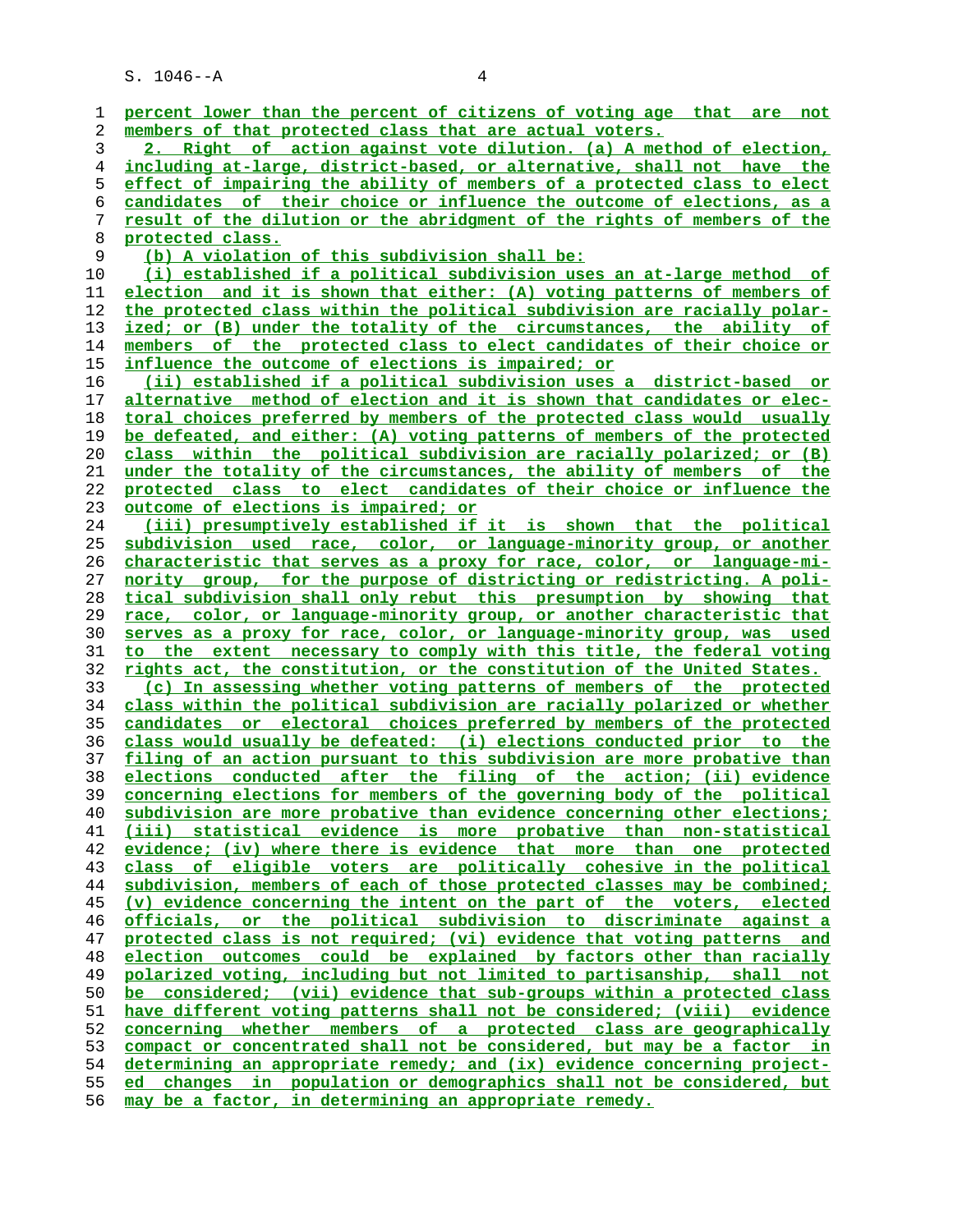percent lower than the percent of citizens of voting age that are not members of that protected class that are actual voters.

2. Right of action against vote dilution. (a) A method of election, including at-large, district-based, or alternative, shall not have the effect of impairing the ability of members of a protected class to elect candidates of their choice or influence the outcome of elections, as a result of the dilution or the abridgment of the rights of members of the protected class.

(b) A violation of this subdivision shall be:

(i) established if a political subdivision uses an at-large method of election and it is shown that either: (A) voting patterns of members of the protected class within the political subdivision are racially polarized; or (B) under the totality of the circumstances, the ability of members of the protected class to elect candidates of their choice or influence the outcome of elections is impaired; or

(ii) established if a political subdivision uses a district-based or alternative method of election and it is shown that candidates or electoral choices preferred by members of the protected class would usually be defeated, and either: (A) voting patterns of members of the protected class within the political subdivision are racially polarized; or (B) under the totality of the circumstances, the ability of members of the protected class to elect candidates of their choice or influence the outcome of elections is impaired; or

(iii) presumptively established if it is shown that the political subdivision used race, color, or language-minority group, or another characteristic that serves as a proxy for race, color, or language-minority group, for the purpose of districting or redistricting. A political subdivision shall only rebut this presumption by showing that race, color, or language-minority group, or another characteristic that serves as a proxy for race, color, or language-minority group, was used to the extent necessary to comply with this title, the federal voting rights act, the constitution, or the constitution of the United States.

(c) In assessing whether voting patterns of members of the protected class within the political subdivision are racially polarized or whether candidates or electoral choices preferred by members of the protected class would usually be defeated: (i) elections conducted prior to the filing of an action pursuant to this subdivision are more probative than elections conducted after the filing of the action; (ii) evidence concerning elections for members of the governing body of the political subdivision are more probative than evidence concerning other elections; (iii) statistical evidence is more probative than non-statistical evidence; (iv) where there is evidence that more than one protected class of eligible voters are politically cohesive in the political subdivision, members of each of those protected classes may be combined; (v) evidence concerning the intent on the part of the voters, elected officials, or the political subdivision to discriminate against a protected class is not required; (vi) evidence that voting patterns and election outcomes could be explained by factors other than racially polarized voting, including but not limited to partisanship, shall not be considered; (vii) evidence that sub-groups within a protected class have different voting patterns shall not be considered; (viii) evidence concerning whether members of a protected class are geographically compact or concentrated shall not be considered, but may be a factor in determining an appropriate remedy; and (ix) evidence concerning projected changes in population or demographics shall not be considered, but may be a factor, in determining an appropriate remedy.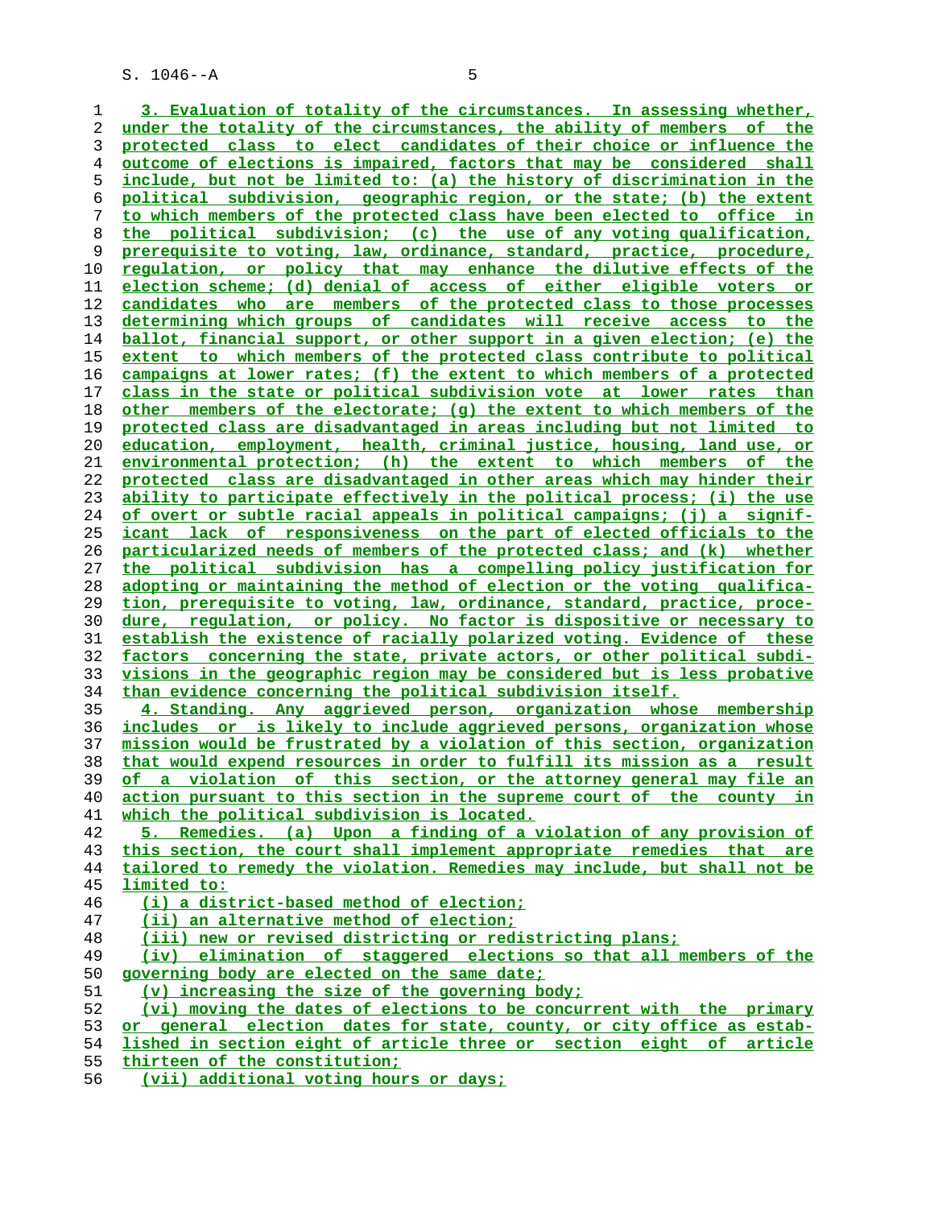3. Evaluation of totality of the circumstances. In assessing whether, under the totality of the circumstances, the ability of members of the protected class to elect candidates of their choice or influence the outcome of elections is impaired, factors that may be considered shall include, but not be limited to: (a) the history of discrimination in the political subdivision, geographic region, or the state; (b) the extent to which members of the protected class have been elected to office in the political subdivision; (c) the use of any voting qualification, prerequisite to voting, law, ordinance, standard, practice, procedure, regulation, or policy that may enhance the dilutive effects of the election scheme; (d) denial of access of either eligible voters or candidates who are members of the protected class to those processes determining which groups of candidates will receive access to the ballot, financial support, or other support in a given election; (e) the extent to which members of the protected class contribute to political campaigns at lower rates; (f) the extent to which members of a protected class in the state or political subdivision vote at lower rates than other members of the electorate; (g) the extent to which members of the protected class are disadvantaged in areas including but not limited to education, employment, health, criminal justice, housing, land use, or environmental protection; (h) the extent to which members of the protected class are disadvantaged in other areas which may hinder their ability to participate effectively in the political process; (i) the use of overt or subtle racial appeals in political campaigns; (j) a significant lack of responsiveness on the part of elected officials to the particularized needs of members of the protected class; and (k) whether the political subdivision has a compelling policy justification for adopting or maintaining the method of election or the voting qualification, prerequisite to voting, law, ordinance, standard, practice, procedure, regulation, or policy. No factor is dispositive or necessary to establish the existence of racially polarized voting. Evidence of these factors concerning the state, private actors, or other political subdivisions in the geographic region may be considered but is less probative than evidence concerning the political subdivision itself.

4. Standing. Any aggrieved person, organization whose membership includes or is likely to include aggrieved persons, organization whose mission would be frustrated by a violation of this section, organization that would expend resources in order to fulfill its mission as a result of a violation of this section, or the attorney general may file an action pursuant to this section in the supreme court of the county in which the political subdivision is located.

5. Remedies. (a) Upon a finding of a violation of any provision of this section, the court shall implement appropriate remedies that are tailored to remedy the violation. Remedies may include, but shall not be limited to:

(i) a district-based method of election;

(ii) an alternative method of election;

(iii) new or revised districting or redistricting plans;

(iv) elimination of staggered elections so that all members of the governing body are elected on the same date;

(v) increasing the size of the governing body;

(vi) moving the dates of elections to be concurrent with the primary or general election dates for state, county, or city office as established in section eight of article three or section eight of article thirteen of the constitution;

(vii) additional voting hours or days;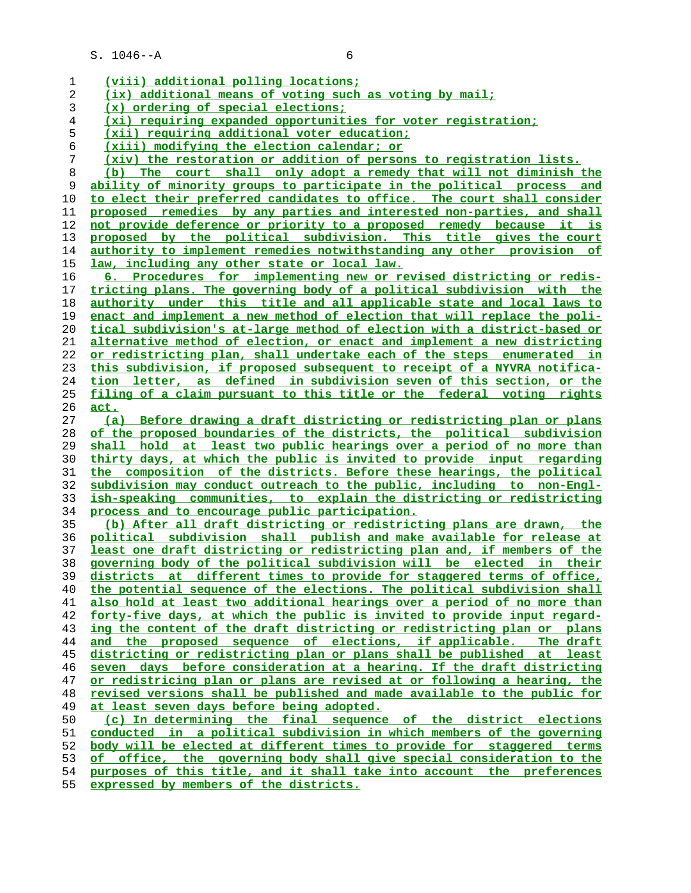(viii) additional polling locations;

(ix) additional means of voting such as voting by mail;

(x) ordering of special elections;

(xi) requiring expanded opportunities for voter registration;

(xii) requiring additional voter education;

(xiii) modifying the election calendar; or

(xiv) the restoration or addition of persons to registration lists.

(b) The court shall only adopt a remedy that will not diminish the ability of minority groups to participate in the political process and to elect their preferred candidates to office. The court shall consider proposed remedies by any parties and interested non-parties, and shall not provide deference or priority to a proposed remedy because it is proposed by the political subdivision. This title gives the court authority to implement remedies notwithstanding any other provision of law, including any other state or local law.

6. Procedures for implementing new or revised districting or redistricting plans. The governing body of a political subdivision with the authority under this title and all applicable state and local laws to enact and implement a new method of election that will replace the political subdivision's at-large method of election with a district-based or alternative method of election, or enact and implement a new districting or redistricting plan, shall undertake each of the steps enumerated in this subdivision, if proposed subsequent to receipt of a NYVRA notification letter, as defined in subdivision seven of this section, or the filing of a claim pursuant to this title or the federal voting rights act.

(a) Before drawing a draft districting or redistricting plan or plans of the proposed boundaries of the districts, the political subdivision shall hold at least two public hearings over a period of no more than thirty days, at which the public is invited to provide input regarding the composition of the districts. Before these hearings, the political subdivision may conduct outreach to the public, including to non-English-speaking communities, to explain the districting or redistricting process and to encourage public participation.

(b) After all draft districting or redistricting plans are drawn, the political subdivision shall publish and make available for release at least one draft districting or redistricting plan and, if members of the governing body of the political subdivision will be elected in their districts at different times to provide for staggered terms of office, the potential sequence of the elections. The political subdivision shall also hold at least two additional hearings over a period of no more than forty-five days, at which the public is invited to provide input regarding the content of the draft districting or redistricting plan or plans and the proposed sequence of elections, if applicable. The draft districting or redistricting plan or plans shall be published at least seven days before consideration at a hearing. If the draft districting or redistricing plan or plans are revised at or following a hearing, the revised versions shall be published and made available to the public for at least seven days before being adopted.

(c) In determining the final sequence of the district elections conducted in a political subdivision in which members of the governing body will be elected at different times to provide for staggered terms of office, the governing body shall give special consideration to the purposes of this title, and it shall take into account the preferences expressed by members of the districts.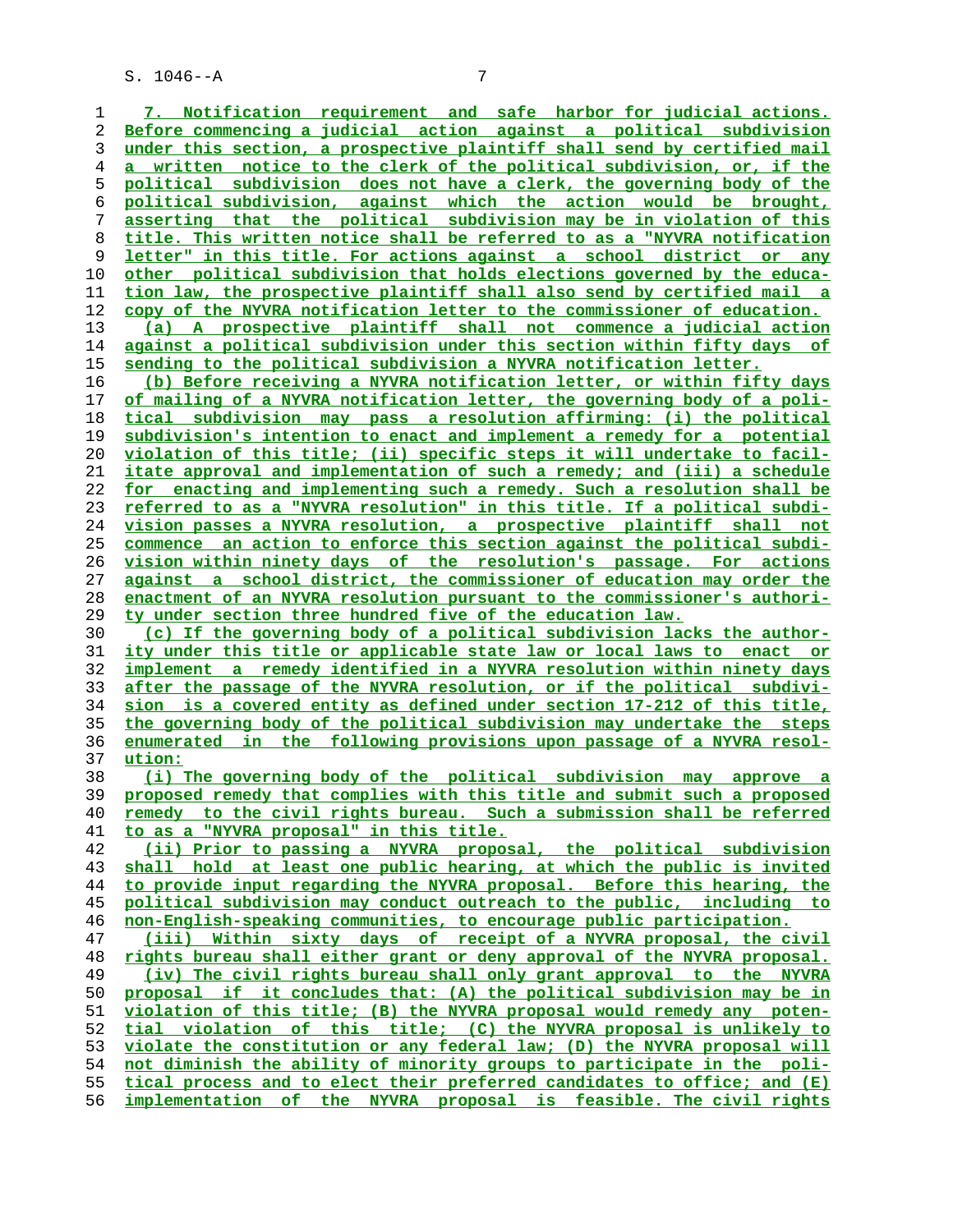7. Notification requirement and safe harbor for judicial actions. Before commencing a judicial action against a political subdivision under this section, a prospective plaintiff shall send by certified mail a written notice to the clerk of the political subdivision, or, if the political subdivision does not have a clerk, the governing body of the political subdivision, against which the action would be brought, asserting that the political subdivision may be in violation of this title. This written notice shall be referred to as a "NYVRA notification letter" in this title. For actions against a school district or any other political subdivision that holds elections governed by the education law, the prospective plaintiff shall also send by certified mail a copy of the NYVRA notification letter to the commissioner of education.

(a) A prospective plaintiff shall not commence a judicial action against a political subdivision under this section within fifty days of sending to the political subdivision a NYVRA notification letter.

(b) Before receiving a NYVRA notification letter, or within fifty days of mailing of a NYVRA notification letter, the governing body of a political subdivision may pass a resolution affirming: (i) the political subdivision's intention to enact and implement a remedy for a potential violation of this title; (ii) specific steps it will undertake to facilitate approval and implementation of such a remedy; and (iii) a schedule for enacting and implementing such a remedy. Such a resolution shall be referred to as a "NYVRA resolution" in this title. If a political subdivision passes a NYVRA resolution, a prospective plaintiff shall not commence an action to enforce this section against the political subdivision within ninety days of the resolution's passage. For actions against a school district, the commissioner of education may order the enactment of an NYVRA resolution pursuant to the commissioner's authority under section three hundred five of the education law.

(c) If the governing body of a political subdivision lacks the authority under this title or applicable state law or local laws to enact or implement a remedy identified in a NYVRA resolution within ninety days after the passage of the NYVRA resolution, or if the political subdivision is a covered entity as defined under section 17-212 of this title, the governing body of the political subdivision may undertake the steps enumerated in the following provisions upon passage of a NYVRA resolution:

(i) The governing body of the political subdivision may approve a proposed remedy that complies with this title and submit such a proposed remedy to the civil rights bureau. Such a submission shall be referred to as a "NYVRA proposal" in this title.

(ii) Prior to passing a NYVRA proposal, the political subdivision shall hold at least one public hearing, at which the public is invited to provide input regarding the NYVRA proposal. Before this hearing, the political subdivision may conduct outreach to the public, including to non-English-speaking communities, to encourage public participation.

(iii) Within sixty days of receipt of a NYVRA proposal, the civil rights bureau shall either grant or deny approval of the NYVRA proposal.

(iv) The civil rights bureau shall only grant approval to the NYVRA proposal if it concludes that: (A) the political subdivision may be in violation of this title; (B) the NYVRA proposal would remedy any potential violation of this title; (C) the NYVRA proposal is unlikely to violate the constitution or any federal law; (D) the NYVRA proposal will not diminish the ability of minority groups to participate in the political process and to elect their preferred candidates to office; and (E) implementation of the NYVRA proposal is feasible. The civil rights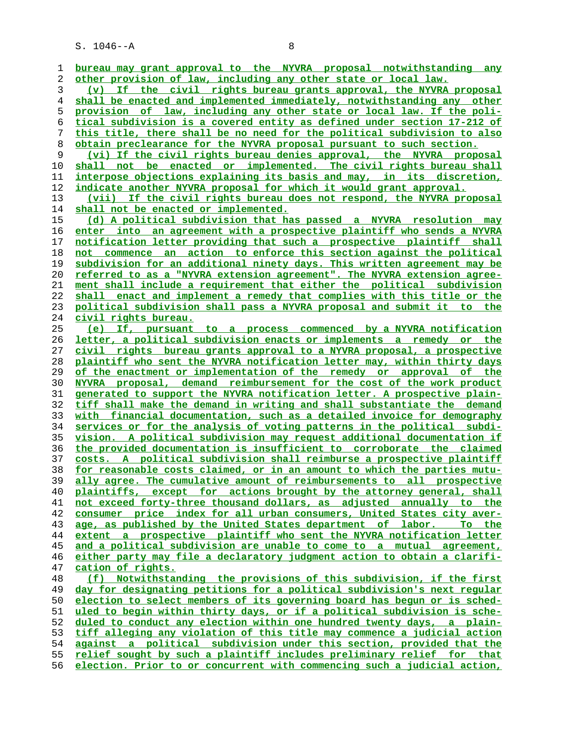bureau may grant approval to the NYVRA proposal notwithstanding any other provision of law, including any other state or local law.

(v) If the civil rights bureau grants approval, the NYVRA proposal shall be enacted and implemented immediately, notwithstanding any other provision of law, including any other state or local law. If the political subdivision is a covered entity as defined under section 17-212 of this title, there shall be no need for the political subdivision to also obtain preclearance for the NYVRA proposal pursuant to such section.

(vi) If the civil rights bureau denies approval, the NYVRA proposal shall not be enacted or implemented. The civil rights bureau shall interpose objections explaining its basis and may, in its discretion, indicate another NYVRA proposal for which it would grant approval.

(vii) If the civil rights bureau does not respond, the NYVRA proposal shall not be enacted or implemented.

(d) A political subdivision that has passed a NYVRA resolution may enter into an agreement with a prospective plaintiff who sends a NYVRA notification letter providing that such a prospective plaintiff shall not commence an action to enforce this section against the political subdivision for an additional ninety days. This written agreement may be referred to as a "NYVRA extension agreement". The NYVRA extension agreement shall include a requirement that either the political subdivision shall enact and implement a remedy that complies with this title or the political subdivision shall pass a NYVRA proposal and submit it to the civil rights bureau.

(e) If, pursuant to a process commenced by a NYVRA notification letter, a political subdivision enacts or implements a remedy or the civil rights bureau grants approval to a NYVRA proposal, a prospective plaintiff who sent the NYVRA notification letter may, within thirty days of the enactment or implementation of the remedy or approval of the NYVRA proposal, demand reimbursement for the cost of the work product generated to support the NYVRA notification letter. A prospective plaintiff shall make the demand in writing and shall substantiate the demand with financial documentation, such as a detailed invoice for demography services or for the analysis of voting patterns in the political subdivision. A political subdivision may request additional documentation if the provided documentation is insufficient to corroborate the claimed costs. A political subdivision shall reimburse a prospective plaintiff for reasonable costs claimed, or in an amount to which the parties mutually agree. The cumulative amount of reimbursements to all prospective plaintiffs, except for actions brought by the attorney general, shall not exceed forty-three thousand dollars, as adjusted annually to the consumer price index for all urban consumers, United States city average, as published by the United States department of labor. To the extent a prospective plaintiff who sent the NYVRA notification letter and a political subdivision are unable to come to a mutual agreement, either party may file a declaratory judgment action to obtain a clarification of rights.

(f) Notwithstanding the provisions of this subdivision, if the first day for designating petitions for a political subdivision's next regular election to select members of its governing board has begun or is scheduled to begin within thirty days, or if a political subdivision is scheduled to conduct any election within one hundred twenty days, a plaintiff alleging any violation of this title may commence a judicial action against a political subdivision under this section, provided that the relief sought by such a plaintiff includes preliminary relief for that election. Prior to or concurrent with commencing such a judicial action,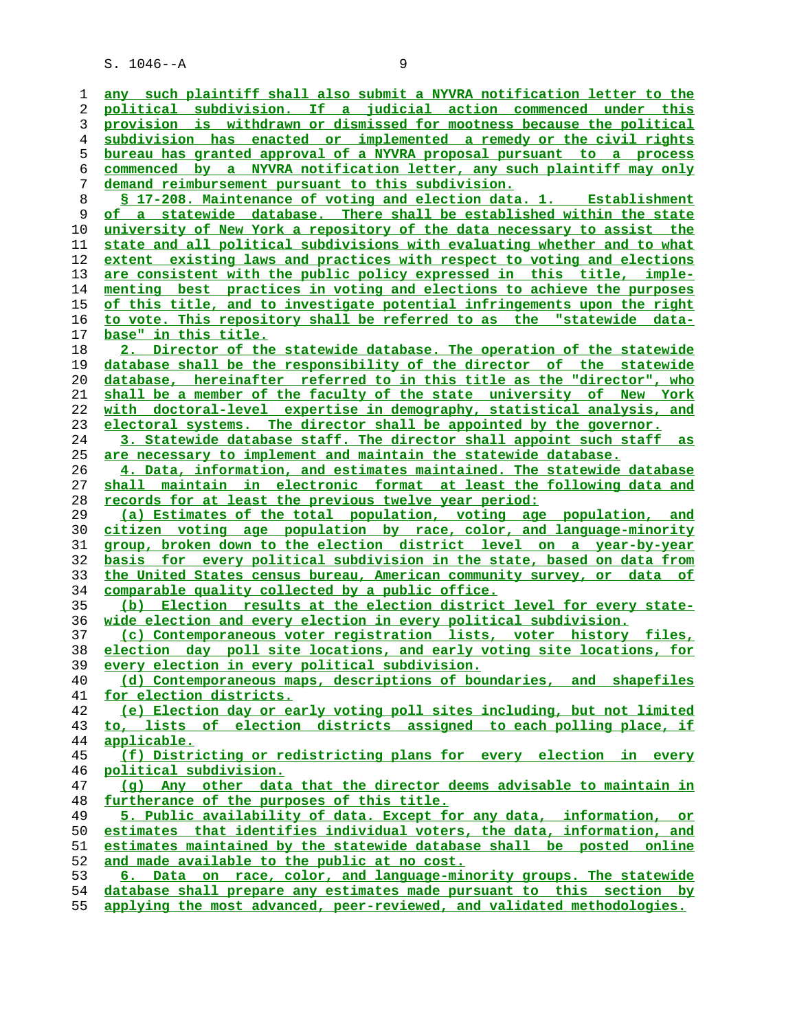any such plaintiff shall also submit a NYVRA notification letter to the political subdivision. If a judicial action commenced under this provision is withdrawn or dismissed for mootness because the political subdivision has enacted or implemented a remedy or the civil rights bureau has granted approval of a NYVRA proposal pursuant to a process commenced by a NYVRA notification letter, any such plaintiff may only demand reimbursement pursuant to this subdivision.

§ 17-208. Maintenance of voting and election data. 1. Establishment of a statewide database. There shall be established within the state university of New York a repository of the data necessary to assist the state and all political subdivisions with evaluating whether and to what extent existing laws and practices with respect to voting and elections are consistent with the public policy expressed in this title, implementing best practices in voting and elections to achieve the purposes of this title, and to investigate potential infringements upon the right to vote. This repository shall be referred to as the "statewide database" in this title.

2. Director of the statewide database. The operation of the statewide database shall be the responsibility of the director of the statewide database, hereinafter referred to in this title as the "director", who shall be a member of the faculty of the state university of New York with doctoral-level expertise in demography, statistical analysis, and electoral systems. The director shall be appointed by the governor.

3. Statewide database staff. The director shall appoint such staff as are necessary to implement and maintain the statewide database.

4. Data, information, and estimates maintained. The statewide database shall maintain in electronic format at least the following data and records for at least the previous twelve year period:

(a) Estimates of the total population, voting age population, and citizen voting age population by race, color, and language-minority group, broken down to the election district level on a year-by-year basis for every political subdivision in the state, based on data from the United States census bureau, American community survey, or data of comparable quality collected by a public office.

(b) Election results at the election district level for every statewide election and every election in every political subdivision.

(c) Contemporaneous voter registration lists, voter history files, election day poll site locations, and early voting site locations, for every election in every political subdivision.

(d) Contemporaneous maps, descriptions of boundaries, and shapefiles for election districts.

(e) Election day or early voting poll sites including, but not limited to, lists of election districts assigned to each polling place, if applicable.

(f) Districting or redistricting plans for every election in every political subdivision.

(g) Any other data that the director deems advisable to maintain in furtherance of the purposes of this title.

5. Public availability of data. Except for any data, information, or estimates that identifies individual voters, the data, information, and estimates maintained by the statewide database shall be posted online and made available to the public at no cost.

6. Data on race, color, and language-minority groups. The statewide database shall prepare any estimates made pursuant to this section by applying the most advanced, peer-reviewed, and validated methodologies.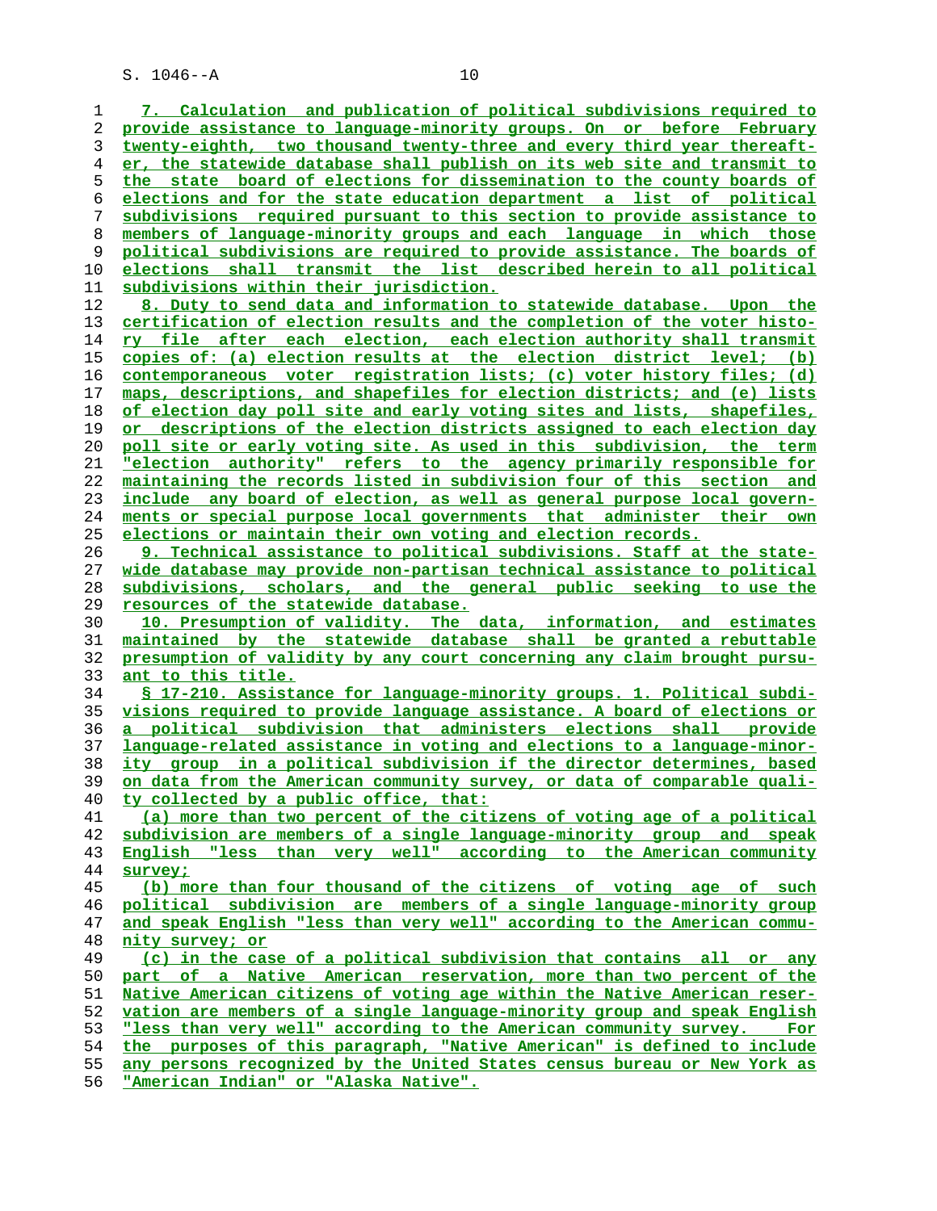7. Calculation and publication of political subdivisions required to provide assistance to language-minority groups. On or before February twenty-eighth, two thousand twenty-three and every third year thereafter, the statewide database shall publish on its web site and transmit to the state board of elections for dissemination to the county boards of elections and for the state education department a list of political subdivisions required pursuant to this section to provide assistance to members of language-minority groups and each language in which those political subdivisions are required to provide assistance. The boards of elections shall transmit the list described herein to all political subdivisions within their jurisdiction.

8. Duty to send data and information to statewide database. Upon the certification of election results and the completion of the voter history file after each election, each election authority shall transmit copies of: (a) election results at the election district level; (b) contemporaneous voter registration lists; (c) voter history files; (d) maps, descriptions, and shapefiles for election districts; and (e) lists of election day poll site and early voting sites and lists, shapefiles, or descriptions of the election districts assigned to each election day poll site or early voting site. As used in this subdivision, the term "election authority" refers to the agency primarily responsible for maintaining the records listed in subdivision four of this section and include any board of election, as well as general purpose local governments or special purpose local governments that administer their own elections or maintain their own voting and election records.

9. Technical assistance to political subdivisions. Staff at the statewide database may provide non-partisan technical assistance to political subdivisions, scholars, and the general public seeking to use the resources of the statewide database.

10. Presumption of validity. The data, information, and estimates maintained by the statewide database shall be granted a rebuttable presumption of validity by any court concerning any claim brought pursuant to this title.

§ 17-210. Assistance for language-minority groups. 1. Political subdivisions required to provide language assistance. A board of elections or a political subdivision that administers elections shall provide language-related assistance in voting and elections to a language-minority group in a political subdivision if the director determines, based on data from the American community survey, or data of comparable quality collected by a public office, that:

(a) more than two percent of the citizens of voting age of a political subdivision are members of a single language-minority group and speak English "less than very well" according to the American community survey;

(b) more than four thousand of the citizens of voting age of such political subdivision are members of a single language-minority group and speak English "less than very well" according to the American community survey; or

(c) in the case of a political subdivision that contains all or any part of a Native American reservation, more than two percent of the Native American citizens of voting age within the Native American reservation are members of a single language-minority group and speak English "less than very well" according to the American community survey. For the purposes of this paragraph, "Native American" is defined to include any persons recognized by the United States census bureau or New York as "American Indian" or "Alaska Native".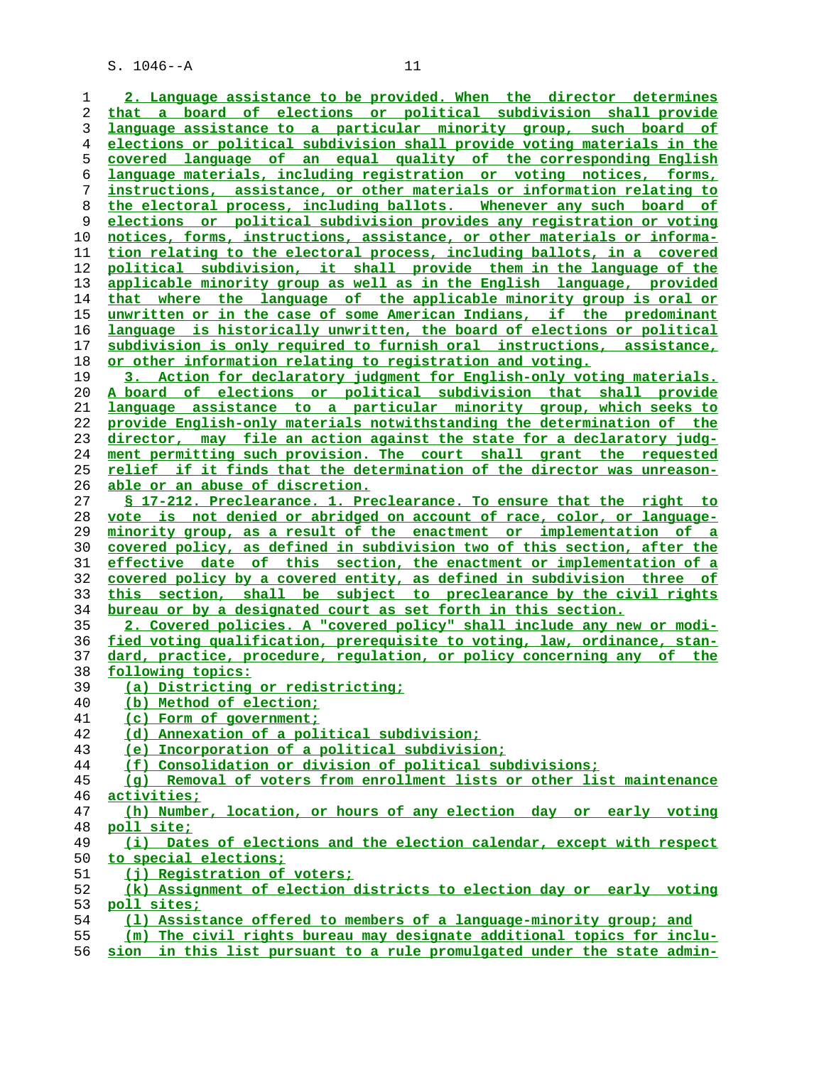2. Language assistance to be provided. When the director determines that a board of elections or political subdivision shall provide language assistance to a particular minority group, such board of elections or political subdivision shall provide voting materials in the covered language of an equal quality of the corresponding English language materials, including registration or voting notices, forms, instructions, assistance, or other materials or information relating to the electoral process, including ballots. Whenever any such board of elections or political subdivision provides any registration or voting notices, forms, instructions, assistance, or other materials or information relating to the electoral process, including ballots, in a covered political subdivision, it shall provide them in the language of the applicable minority group as well as in the English language, provided that where the language of the applicable minority group is oral or unwritten or in the case of some American Indians, if the predominant language is historically unwritten, the board of elections or political subdivision is only required to furnish oral instructions, assistance, or other information relating to registration and voting.

3. Action for declaratory judgment for English-only voting materials. A board of elections or political subdivision that shall provide language assistance to a particular minority group, which seeks to provide English-only materials notwithstanding the determination of the director, may file an action against the state for a declaratory judgment permitting such provision. The court shall grant the requested relief if it finds that the determination of the director was unreasonable or an abuse of discretion.

§ 17-212. Preclearance. 1. Preclearance. To ensure that the right to vote is not denied or abridged on account of race, color, or language-minority group, as a result of the enactment or implementation of a covered policy, as defined in subdivision two of this section, after the effective date of this section, the enactment or implementation of a covered policy by a covered entity, as defined in subdivision three of this section, shall be subject to preclearance by the civil rights bureau or by a designated court as set forth in this section.

2. Covered policies. A "covered policy" shall include any new or modified voting qualification, prerequisite to voting, law, ordinance, standard, practice, procedure, regulation, or policy concerning any of the following topics:

(a) Districting or redistricting;

(b) Method of election;

(c) Form of government;

(d) Annexation of a political subdivision;

(e) Incorporation of a political subdivision;

(f) Consolidation or division of political subdivisions;

(g) Removal of voters from enrollment lists or other list maintenance activities;

(h) Number, location, or hours of any election day or early voting poll site;

(i) Dates of elections and the election calendar, except with respect to special elections;

(j) Registration of voters;

(k) Assignment of election districts to election day or early voting poll sites;

(l) Assistance offered to members of a language-minority group; and

(m) The civil rights bureau may designate additional topics for inclusion in this list pursuant to a rule promulgated under the state admin-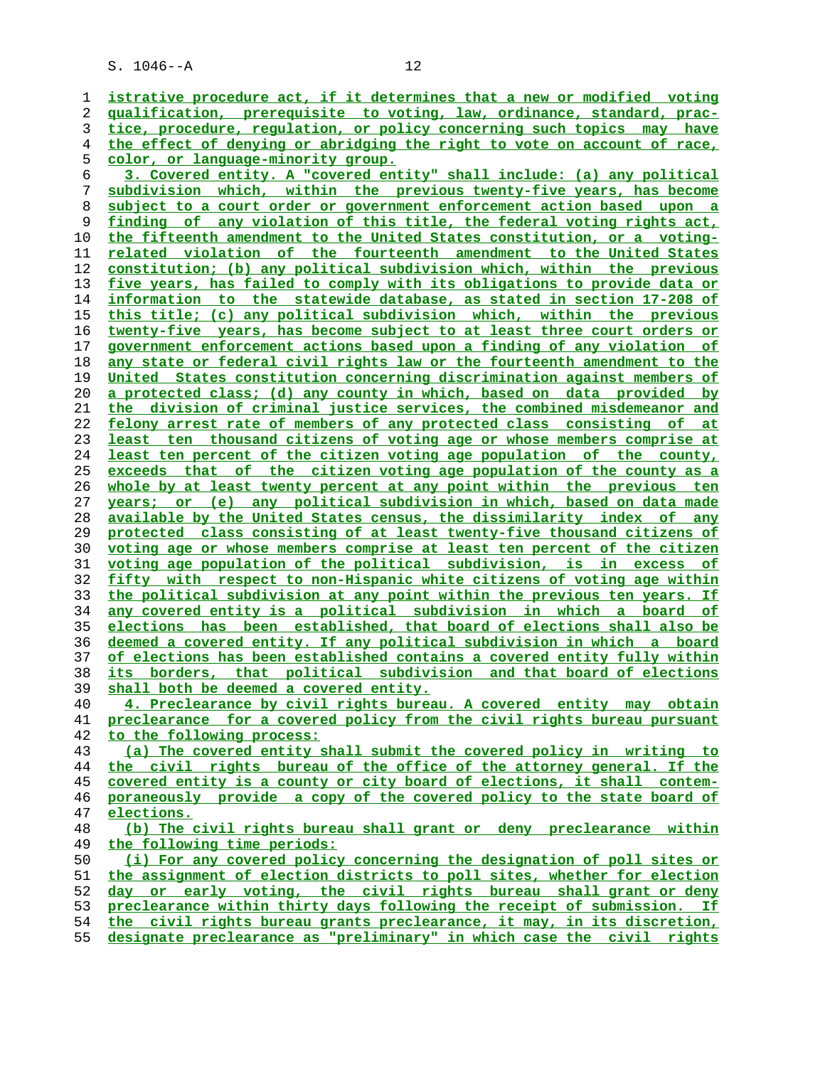istrative procedure act, if it determines that a new or modified voting qualification, prerequisite to voting, law, ordinance, standard, practice, procedure, regulation, or policy concerning such topics may have the effect of denying or abridging the right to vote on account of race, color, or language-minority group.

3. Covered entity. A "covered entity" shall include: (a) any political subdivision which, within the previous twenty-five years, has become subject to a court order or government enforcement action based upon a finding of any violation of this title, the federal voting rights act, the fifteenth amendment to the United States constitution, or a voting-related violation of the fourteenth amendment to the United States constitution; (b) any political subdivision which, within the previous five years, has failed to comply with its obligations to provide data or information to the statewide database, as stated in section 17-208 of this title; (c) any political subdivision which, within the previous twenty-five years, has become subject to at least three court orders or government enforcement actions based upon a finding of any violation of any state or federal civil rights law or the fourteenth amendment to the United States constitution concerning discrimination against members of a protected class; (d) any county in which, based on data provided by the division of criminal justice services, the combined misdemeanor and felony arrest rate of members of any protected class consisting of at least ten thousand citizens of voting age or whose members comprise at least ten percent of the citizen voting age population of the county, exceeds that of the citizen voting age population of the county as a whole by at least twenty percent at any point within the previous ten years; or (e) any political subdivision in which, based on data made available by the United States census, the dissimilarity index of any protected class consisting of at least twenty-five thousand citizens of voting age or whose members comprise at least ten percent of the citizen voting age population of the political subdivision, is in excess of fifty with respect to non-Hispanic white citizens of voting age within the political subdivision at any point within the previous ten years. If any covered entity is a political subdivision in which a board of elections has been established, that board of elections shall also be deemed a covered entity. If any political subdivision in which a board of elections has been established contains a covered entity fully within its borders, that political subdivision and that board of elections shall both be deemed a covered entity.

4. Preclearance by civil rights bureau. A covered entity may obtain preclearance for a covered policy from the civil rights bureau pursuant to the following process:

(a) The covered entity shall submit the covered policy in writing to the civil rights bureau of the office of the attorney general. If the covered entity is a county or city board of elections, it shall contemporaneously provide a copy of the covered policy to the state board of elections.

(b) The civil rights bureau shall grant or deny preclearance within the following time periods:

(i) For any covered policy concerning the designation of poll sites or the assignment of election districts to poll sites, whether for election day or early voting, the civil rights bureau shall grant or deny preclearance within thirty days following the receipt of submission. If the civil rights bureau grants preclearance, it may, in its discretion, designate preclearance as "preliminary" in which case the civil rights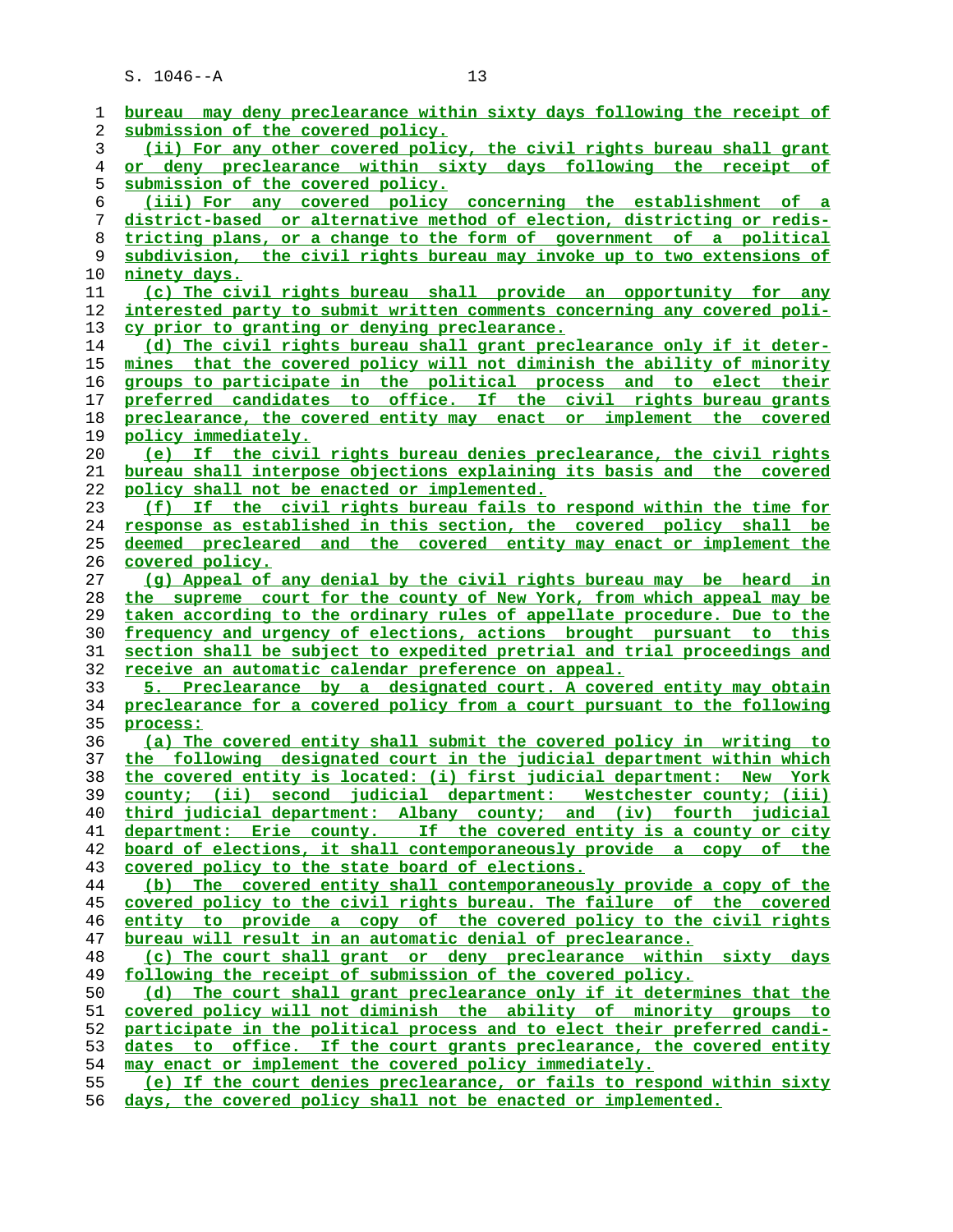bureau may deny preclearance within sixty days following the receipt of submission of the covered policy.

(ii) For any other covered policy, the civil rights bureau shall grant or deny preclearance within sixty days following the receipt of submission of the covered policy.

(iii) For any covered policy concerning the establishment of a district-based or alternative method of election, districting or redistricting plans, or a change to the form of government of a political subdivision, the civil rights bureau may invoke up to two extensions of ninety days.

(c) The civil rights bureau shall provide an opportunity for any interested party to submit written comments concerning any covered policy prior to granting or denying preclearance.

(d) The civil rights bureau shall grant preclearance only if it determines that the covered policy will not diminish the ability of minority groups to participate in the political process and to elect their preferred candidates to office. If the civil rights bureau grants preclearance, the covered entity may enact or implement the covered policy immediately.

(e) If the civil rights bureau denies preclearance, the civil rights bureau shall interpose objections explaining its basis and the covered policy shall not be enacted or implemented.

(f) If the civil rights bureau fails to respond within the time for response as established in this section, the covered policy shall be deemed precleared and the covered entity may enact or implement the covered policy.

(g) Appeal of any denial by the civil rights bureau may be heard in the supreme court for the county of New York, from which appeal may be taken according to the ordinary rules of appellate procedure. Due to the frequency and urgency of elections, actions brought pursuant to this section shall be subject to expedited pretrial and trial proceedings and receive an automatic calendar preference on appeal.

5. Preclearance by a designated court. A covered entity may obtain preclearance for a covered policy from a court pursuant to the following process:

(a) The covered entity shall submit the covered policy in writing to the following designated court in the judicial department within which the covered entity is located: (i) first judicial department: New York county; (ii) second judicial department: Westchester county; (iii) third judicial department: Albany county; and (iv) fourth judicial department: Erie county. If the covered entity is a county or city board of elections, it shall contemporaneously provide a copy of the covered policy to the state board of elections.

(b) The covered entity shall contemporaneously provide a copy of the covered policy to the civil rights bureau. The failure of the covered entity to provide a copy of the covered policy to the civil rights bureau will result in an automatic denial of preclearance.

(c) The court shall grant or deny preclearance within sixty days following the receipt of submission of the covered policy.

(d) The court shall grant preclearance only if it determines that the covered policy will not diminish the ability of minority groups to participate in the political process and to elect their preferred candidates to office. If the court grants preclearance, the covered entity may enact or implement the covered policy immediately.

(e) If the court denies preclearance, or fails to respond within sixty days, the covered policy shall not be enacted or implemented.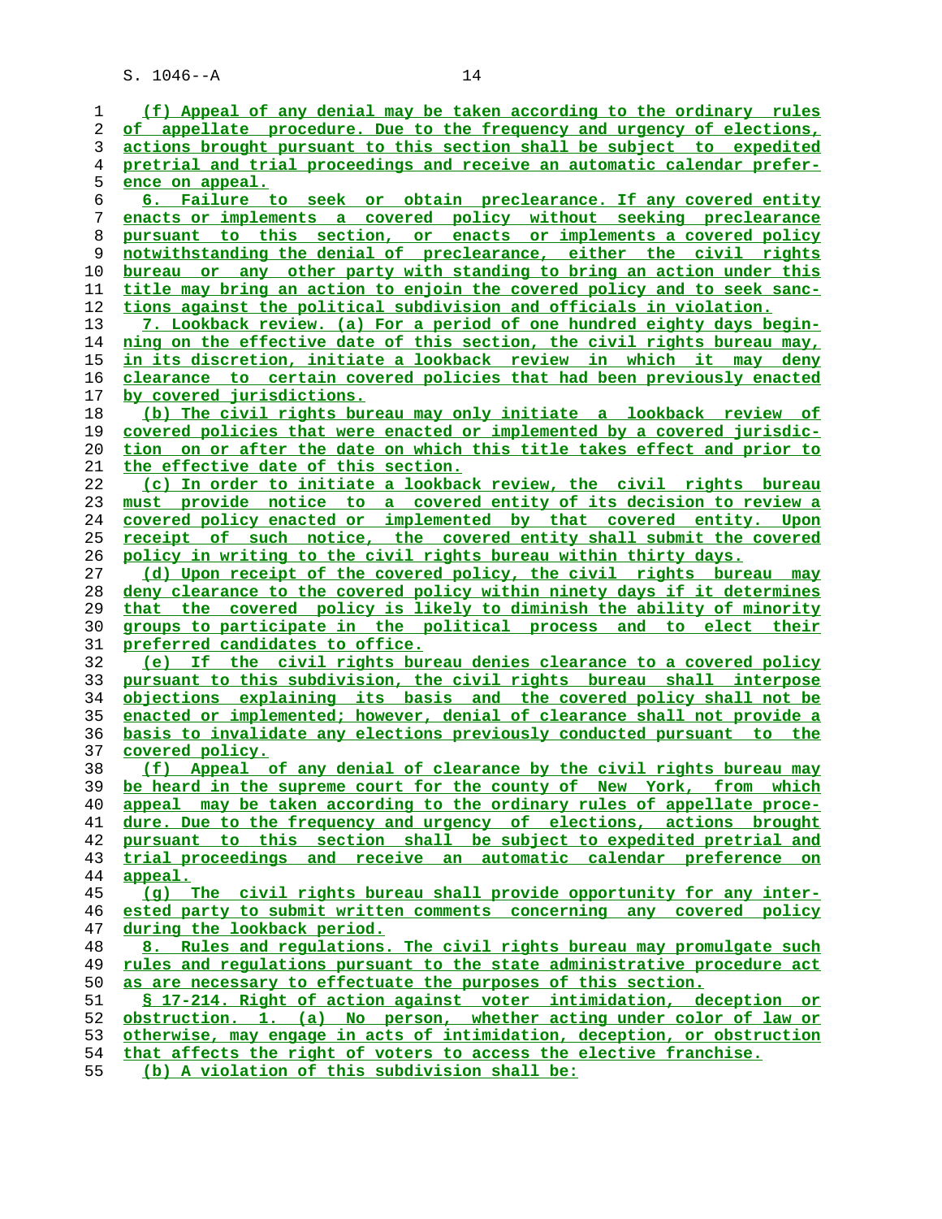(f) Appeal of any denial may be taken according to the ordinary rules of appellate procedure. Due to the frequency and urgency of elections, actions brought pursuant to this section shall be subject to expedited pretrial and trial proceedings and receive an automatic calendar preference on appeal.

6. Failure to seek or obtain preclearance. If any covered entity enacts or implements a covered policy without seeking preclearance pursuant to this section, or enacts or implements a covered policy notwithstanding the denial of preclearance, either the civil rights bureau or any other party with standing to bring an action under this title may bring an action to enjoin the covered policy and to seek sanctions against the political subdivision and officials in violation.

7. Lookback review. (a) For a period of one hundred eighty days beginning on the effective date of this section, the civil rights bureau may, in its discretion, initiate a lookback review in which it may deny clearance to certain covered policies that had been previously enacted by covered jurisdictions.

(b) The civil rights bureau may only initiate a lookback review of covered policies that were enacted or implemented by a covered jurisdiction on or after the date on which this title takes effect and prior to the effective date of this section.

(c) In order to initiate a lookback review, the civil rights bureau must provide notice to a covered entity of its decision to review a covered policy enacted or implemented by that covered entity. Upon receipt of such notice, the covered entity shall submit the covered policy in writing to the civil rights bureau within thirty days.

(d) Upon receipt of the covered policy, the civil rights bureau may deny clearance to the covered policy within ninety days if it determines that the covered policy is likely to diminish the ability of minority groups to participate in the political process and to elect their preferred candidates to office.

(e) If the civil rights bureau denies clearance to a covered policy pursuant to this subdivision, the civil rights bureau shall interpose objections explaining its basis and the covered policy shall not be enacted or implemented; however, denial of clearance shall not provide a basis to invalidate any elections previously conducted pursuant to the covered policy.

(f) Appeal of any denial of clearance by the civil rights bureau may be heard in the supreme court for the county of New York, from which appeal may be taken according to the ordinary rules of appellate procedure. Due to the frequency and urgency of elections, actions brought pursuant to this section shall be subject to expedited pretrial and trial proceedings and receive an automatic calendar preference on appeal.

(g) The civil rights bureau shall provide opportunity for any interested party to submit written comments concerning any covered policy during the lookback period.

8. Rules and regulations. The civil rights bureau may promulgate such rules and regulations pursuant to the state administrative procedure act as are necessary to effectuate the purposes of this section.

§ 17-214. Right of action against voter intimidation, deception or obstruction. 1. (a) No person, whether acting under color of law or otherwise, may engage in acts of intimidation, deception, or obstruction that affects the right of voters to access the elective franchise.

(b) A violation of this subdivision shall be: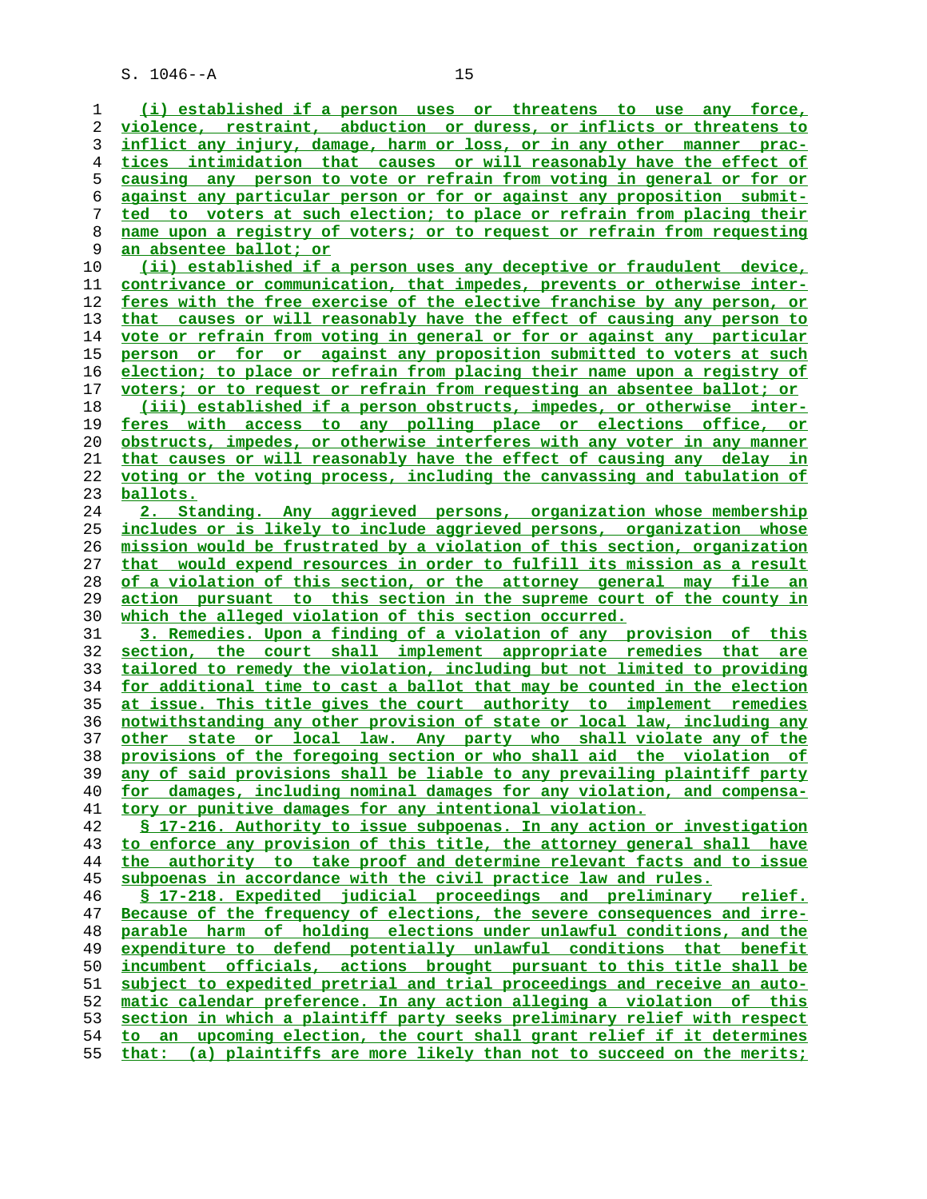(i) established if a person uses or threatens to use any force, violence, restraint, abduction or duress, or inflicts or threatens to inflict any injury, damage, harm or loss, or in any other manner practices intimidation that causes or will reasonably have the effect of causing any person to vote or refrain from voting in general or for or against any particular person or for or against any proposition submitted to voters at such election; to place or refrain from placing their name upon a registry of voters; or to request or refrain from requesting an absentee ballot; or

(ii) established if a person uses any deceptive or fraudulent device, contrivance or communication, that impedes, prevents or otherwise interferes with the free exercise of the elective franchise by any person, or that causes or will reasonably have the effect of causing any person to vote or refrain from voting in general or for or against any particular person or for or against any proposition submitted to voters at such election; to place or refrain from placing their name upon a registry of voters; or to request or refrain from requesting an absentee ballot; or

(iii) established if a person obstructs, impedes, or otherwise interferes with access to any polling place or elections office, or obstructs, impedes, or otherwise interferes with any voter in any manner that causes or will reasonably have the effect of causing any delay in voting or the voting process, including the canvassing and tabulation of ballots.

2. Standing. Any aggrieved persons, organization whose membership includes or is likely to include aggrieved persons, organization whose mission would be frustrated by a violation of this section, organization that would expend resources in order to fulfill its mission as a result of a violation of this section, or the attorney general may file an action pursuant to this section in the supreme court of the county in which the alleged violation of this section occurred.

3. Remedies. Upon a finding of a violation of any provision of this section, the court shall implement appropriate remedies that are tailored to remedy the violation, including but not limited to providing for additional time to cast a ballot that may be counted in the election at issue. This title gives the court authority to implement remedies notwithstanding any other provision of state or local law, including any other state or local law. Any party who shall violate any of the provisions of the foregoing section or who shall aid the violation of any of said provisions shall be liable to any prevailing plaintiff party for damages, including nominal damages for any violation, and compensatory or punitive damages for any intentional violation.

§ 17-216. Authority to issue subpoenas. In any action or investigation to enforce any provision of this title, the attorney general shall have the authority to take proof and determine relevant facts and to issue subpoenas in accordance with the civil practice law and rules.

§ 17-218. Expedited judicial proceedings and preliminary relief. Because of the frequency of elections, the severe consequences and irreparable harm of holding elections under unlawful conditions, and the expenditure to defend potentially unlawful conditions that benefit incumbent officials, actions brought pursuant to this title shall be subject to expedited pretrial and trial proceedings and receive an automatic calendar preference. In any action alleging a violation of this section in which a plaintiff party seeks preliminary relief with respect to an upcoming election, the court shall grant relief if it determines that: (a) plaintiffs are more likely than not to succeed on the merits;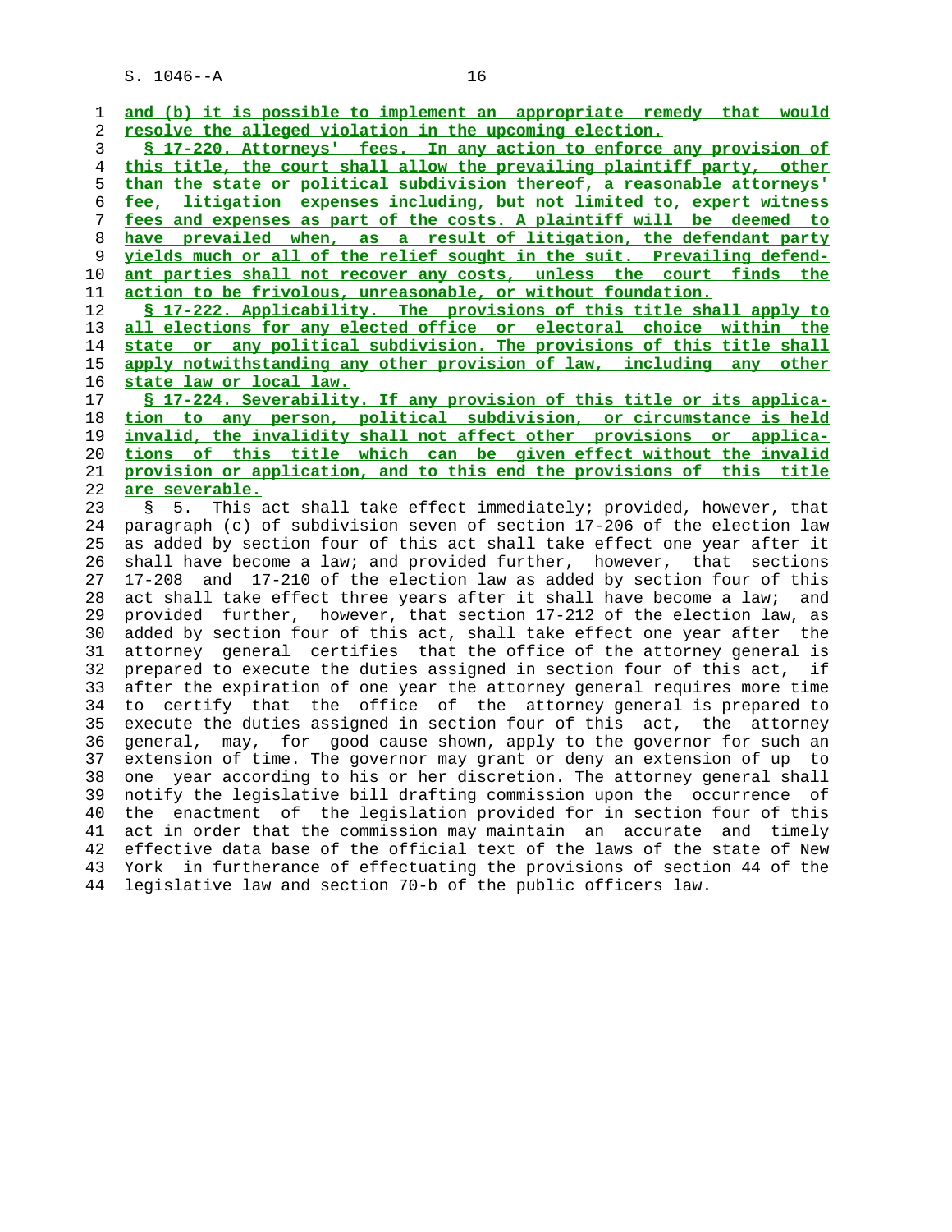and (b) it is possible to implement an appropriate remedy that would resolve the alleged violation in the upcoming election.

§ 17-220. Attorneys' fees. In any action to enforce any provision of this title, the court shall allow the prevailing plaintiff party, other than the state or political subdivision thereof, a reasonable attorneys' fee, litigation expenses including, but not limited to, expert witness fees and expenses as part of the costs. A plaintiff will be deemed to have prevailed when, as a result of litigation, the defendant party yields much or all of the relief sought in the suit. Prevailing defendant parties shall not recover any costs, unless the court finds the action to be frivolous, unreasonable, or without foundation.

§ 17-222. Applicability. The provisions of this title shall apply to all elections for any elected office or electoral choice within the state or any political subdivision. The provisions of this title shall apply notwithstanding any other provision of law, including any other state law or local law.

§ 17-224. Severability. If any provision of this title or its application to any person, political subdivision, or circumstance is held invalid, the invalidity shall not affect other provisions or applications of this title which can be given effect without the invalid provision or application, and to this end the provisions of this title are severable.

§ 5. This act shall take effect immediately; provided, however, that paragraph (c) of subdivision seven of section 17-206 of the election law as added by section four of this act shall take effect one year after it shall have become a law; and provided further, however, that sections 17-208 and 17-210 of the election law as added by section four of this act shall take effect three years after it shall have become a law; and provided further, however, that section 17-212 of the election law, as added by section four of this act, shall take effect one year after the attorney general certifies that the office of the attorney general is prepared to execute the duties assigned in section four of this act, if after the expiration of one year the attorney general requires more time to certify that the office of the attorney general is prepared to execute the duties assigned in section four of this act, the attorney general, may, for good cause shown, apply to the governor for such an extension of time. The governor may grant or deny an extension of up to one year according to his or her discretion. The attorney general shall notify the legislative bill drafting commission upon the occurrence of the enactment of the legislation provided for in section four of this act in order that the commission may maintain an accurate and timely effective data base of the official text of the laws of the state of New York in furtherance of effectuating the provisions of section 44 of the legislative law and section 70-b of the public officers law.